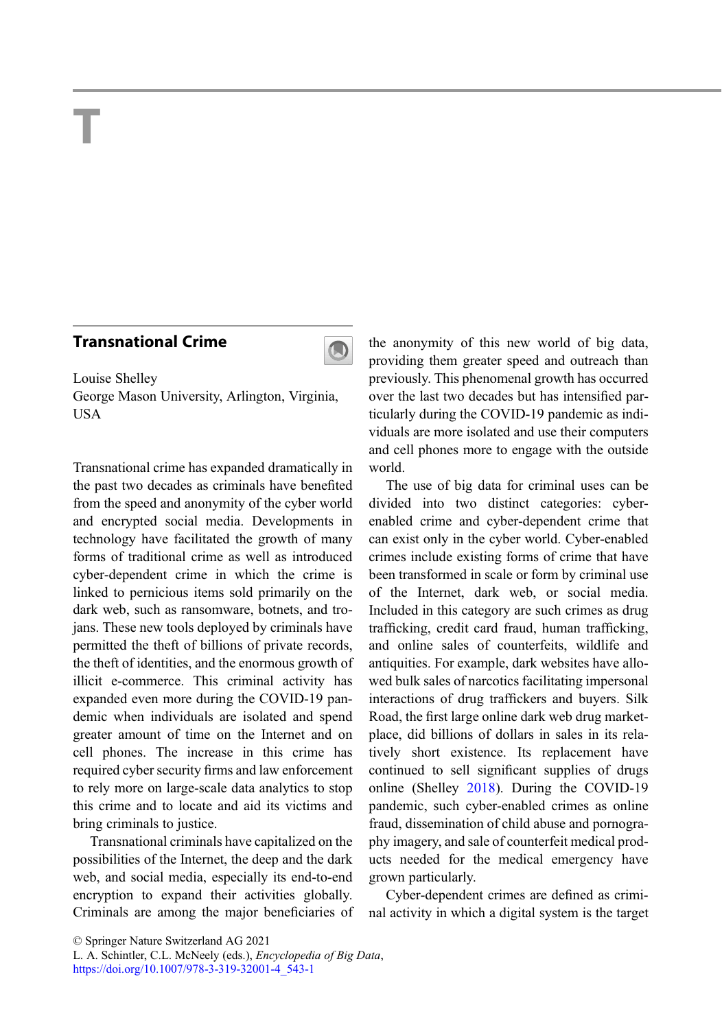# T

## Transnational Crime

Louise Shelley
George Mason University, Arlington, Virginia, USA

Transnational crime has expanded dramatically in the past two decades as criminals have benefited from the speed and anonymity of the cyber world and encrypted social media. Developments in technology have facilitated the growth of many forms of traditional crime as well as introduced cyber-dependent crime in which the crime is linked to pernicious items sold primarily on the dark web, such as ransomware, botnets, and trojans. These new tools deployed by criminals have permitted the theft of billions of private records, the theft of identities, and the enormous growth of illicit e-commerce. This criminal activity has expanded even more during the COVID-19 pandemic when individuals are isolated and spend greater amount of time on the Internet and on cell phones. The increase in this crime has required cyber security firms and law enforcement to rely more on large-scale data analytics to stop this crime and to locate and aid its victims and bring criminals to justice.

Transnational criminals have capitalized on the possibilities of the Internet, the deep and the dark web, and social media, especially its end-to-end encryption to expand their activities globally. Criminals are among the major beneficiaries of the anonymity of this new world of big data, providing them greater speed and outreach than previously. This phenomenal growth has occurred over the last two decades but has intensified particularly during the COVID-19 pandemic as individuals are more isolated and use their computers and cell phones more to engage with the outside world.

The use of big data for criminal uses can be divided into two distinct categories: cyber-enabled crime and cyber-dependent crime that can exist only in the cyber world. Cyber-enabled crimes include existing forms of crime that have been transformed in scale or form by criminal use of the Internet, dark web, or social media. Included in this category are such crimes as drug trafficking, credit card fraud, human trafficking, and online sales of counterfeits, wildlife and antiquities. For example, dark websites have allowed bulk sales of narcotics facilitating impersonal interactions of drug traffickers and buyers. Silk Road, the first large online dark web drug marketplace, did billions of dollars in sales in its relatively short existence. Its replacement have continued to sell significant supplies of drugs online (Shelley 2018). During the COVID-19 pandemic, such cyber-enabled crimes as online fraud, dissemination of child abuse and pornography imagery, and sale of counterfeit medical products needed for the medical emergency have grown particularly.

Cyber-dependent crimes are defined as criminal activity in which a digital system is the target

© Springer Nature Switzerland AG 2021
L. A. Schintler, C.L. McNeely (eds.), *Encyclopedia of Big Data*,
https://doi.org/10.1007/978-3-319-32001-4_543-1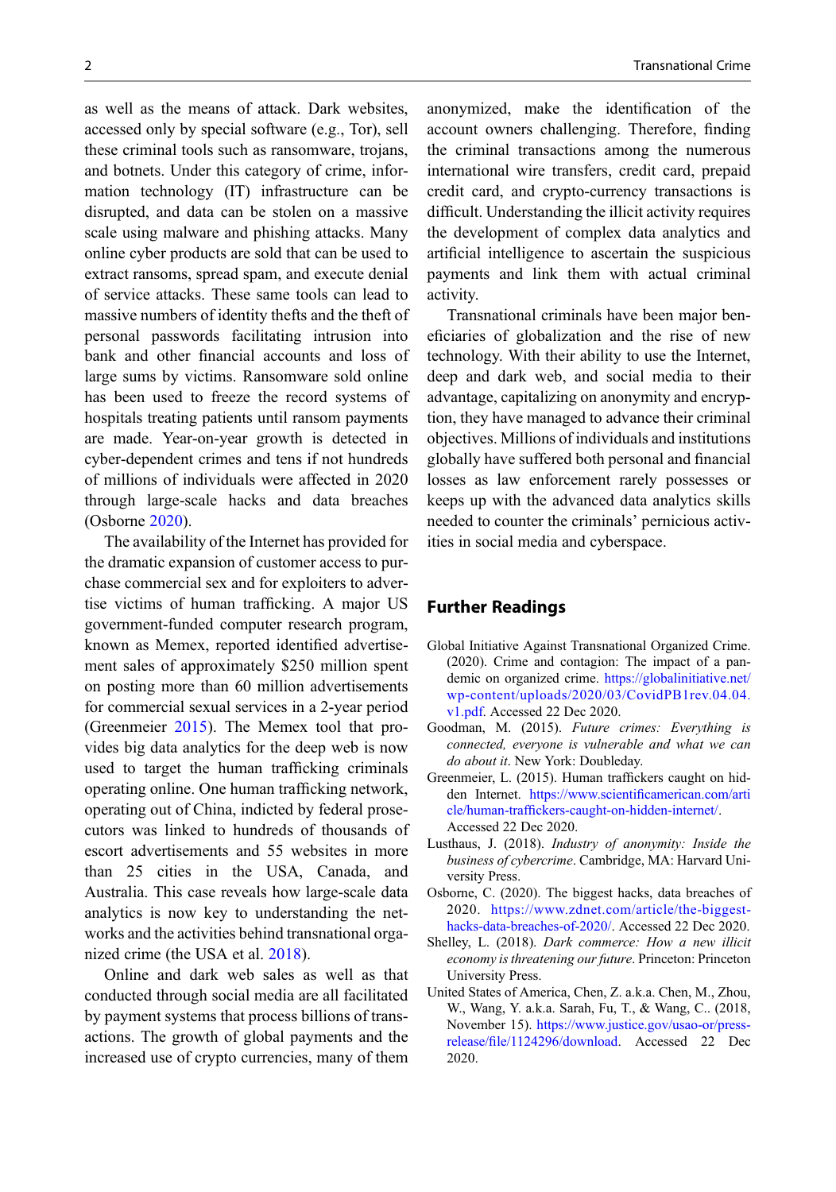as well as the means of attack. Dark websites, accessed only by special software (e.g., Tor), sell these criminal tools such as ransomware, trojans, and botnets. Under this category of crime, information technology (IT) infrastructure can be disrupted, and data can be stolen on a massive scale using malware and phishing attacks. Many online cyber products are sold that can be used to extract ransoms, spread spam, and execute denial of service attacks. These same tools can lead to massive numbers of identity thefts and the theft of personal passwords facilitating intrusion into bank and other financial accounts and loss of large sums by victims. Ransomware sold online has been used to freeze the record systems of hospitals treating patients until ransom payments are made. Year-on-year growth is detected in cyber-dependent crimes and tens if not hundreds of millions of individuals were affected in 2020 through large-scale hacks and data breaches (Osborne 2020).

The availability of the Internet has provided for the dramatic expansion of customer access to purchase commercial sex and for exploiters to advertise victims of human trafficking. A major US government-funded computer research program, known as Memex, reported identified advertisement sales of approximately $250 million spent on posting more than 60 million advertisements for commercial sexual services in a 2-year period (Greenmeier 2015). The Memex tool that provides big data analytics for the deep web is now used to target the human trafficking criminals operating online. One human trafficking network, operating out of China, indicted by federal prosecutors was linked to hundreds of thousands of escort advertisements and 55 websites in more than 25 cities in the USA, Canada, and Australia. This case reveals how large-scale data analytics is now key to understanding the networks and the activities behind transnational organized crime (the USA et al. 2018).

Online and dark web sales as well as that conducted through social media are all facilitated by payment systems that process billions of transactions. The growth of global payments and the increased use of crypto currencies, many of them anonymized, make the identification of the account owners challenging. Therefore, finding the criminal transactions among the numerous international wire transfers, credit card, prepaid credit card, and crypto-currency transactions is difficult. Understanding the illicit activity requires the development of complex data analytics and artificial intelligence to ascertain the suspicious payments and link them with actual criminal activity.

Transnational criminals have been major beneficiaries of globalization and the rise of new technology. With their ability to use the Internet, deep and dark web, and social media to their advantage, capitalizing on anonymity and encryption, they have managed to advance their criminal objectives. Millions of individuals and institutions globally have suffered both personal and financial losses as law enforcement rarely possesses or keeps up with the advanced data analytics skills needed to counter the criminals' pernicious activities in social media and cyberspace.

## Further Readings

Global Initiative Against Transnational Organized Crime. (2020). Crime and contagion: The impact of a pandemic on organized crime. https://globalinitiative.net/wp-content/uploads/2020/03/CovidPB1rev.04.04.v1.pdf. Accessed 22 Dec 2020.

Goodman, M. (2015). *Future crimes: Everything is connected, everyone is vulnerable and what we can do about it*. New York: Doubleday.

Greenmeier, L. (2015). Human traffickers caught on hidden Internet. https://www.scientificamerican.com/article/human-traffickers-caught-on-hidden-internet/. Accessed 22 Dec 2020.

Lusthaus, J. (2018). *Industry of anonymity: Inside the business of cybercrime*. Cambridge, MA: Harvard University Press.

Osborne, C. (2020). The biggest hacks, data breaches of 2020. https://www.zdnet.com/article/the-biggest-hacks-data-breaches-of-2020/. Accessed 22 Dec 2020.

Shelley, L. (2018). *Dark commerce: How a new illicit economy is threatening our future*. Princeton: Princeton University Press.

United States of America, Chen, Z. a.k.a. Chen, M., Zhou, W., Wang, Y. a.k.a. Sarah, Fu, T., & Wang, C.. (2018, November 15). https://www.justice.gov/usao-or/press-release/file/1124296/download. Accessed 22 Dec 2020.